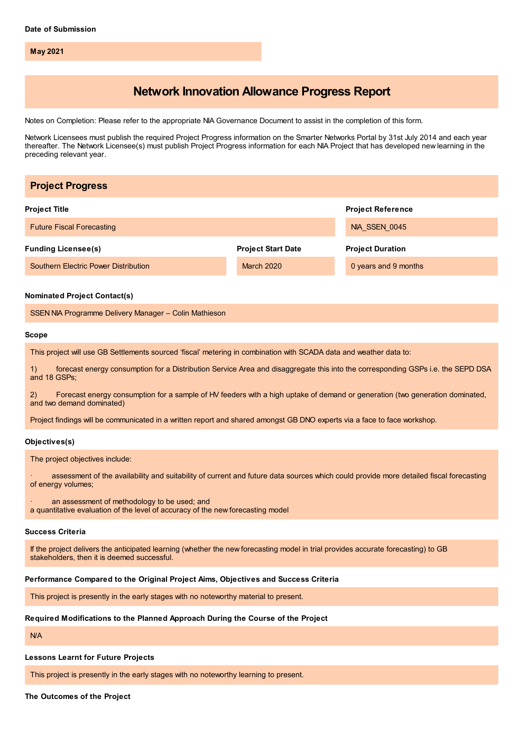**Date of Submission**

May 2021

# Network Innovation Allowance Progress Report

Notes on Completion: Please refer to the appropriate NIA Governance Document to assist in the completion of this form.

Network Licensees must publish the required Project Progress information on the Smarter Networks Portal by 31st July 2014 and each year thereafter. The Network Licensee(s) must publish Project Progress information for each NIA Project that has developed new learning in the preceding relevant year.

## Project Progress

**Project Title**

Future Fiscal Forecasting

**Project Reference**

NIA_SSEN_0045

**Funding Licensee(s)**

Southern Electric Power Distribution

**Project Start Date**

March 2020

**Project Duration**

0 years and 9 months

**Nominated Project Contact(s)**

SSEN NIA Programme Delivery Manager – Colin Mathieson

**Scope**

This project will use GB Settlements sourced 'fiscal' metering in combination with SCADA data and weather data to:

1) forecast energy consumption for a Distribution Service Area and disaggregate this into the corresponding GSPs i.e. the SEPD DSA and 18 GSPs;

2) Forecast energy consumption for a sample of HV feeders with a high uptake of demand or generation (two generation dominated, and two demand dominated)

Project findings will be communicated in a written report and shared amongst GB DNO experts via a face to face workshop.

**Objectives(s)**

The project objectives include:

· assessment of the availability and suitability of current and future data sources which could provide more detailed fiscal forecasting of energy volumes;

· an assessment of methodology to be used; and
a quantitative evaluation of the level of accuracy of the new forecasting model

**Success Criteria**

If the project delivers the anticipated learning (whether the new forecasting model in trial provides accurate forecasting) to GB stakeholders, then it is deemed successful.

**Performance Compared to the Original Project Aims, Objectives and Success Criteria**

This project is presently in the early stages with no noteworthy material to present.

**Required Modifications to the Planned Approach During the Course of the Project**

N/A

**Lessons Learnt for Future Projects**

This project is presently in the early stages with no noteworthy learning to present.

**The Outcomes of the Project**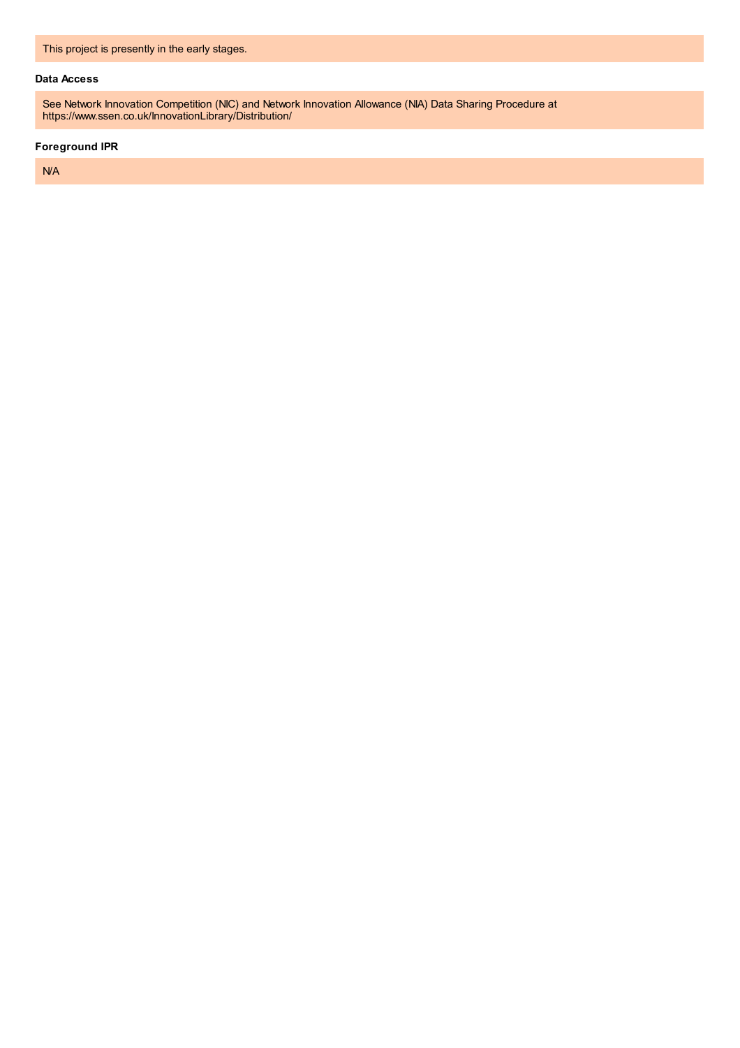This project is presently in the early stages.

### Data Access

See Network Innovation Competition (NIC) and Network Innovation Allowance (NIA) Data Sharing Procedure at https://www.ssen.co.uk/InnovationLibrary/Distribution/

### Foreground IPR

N/A